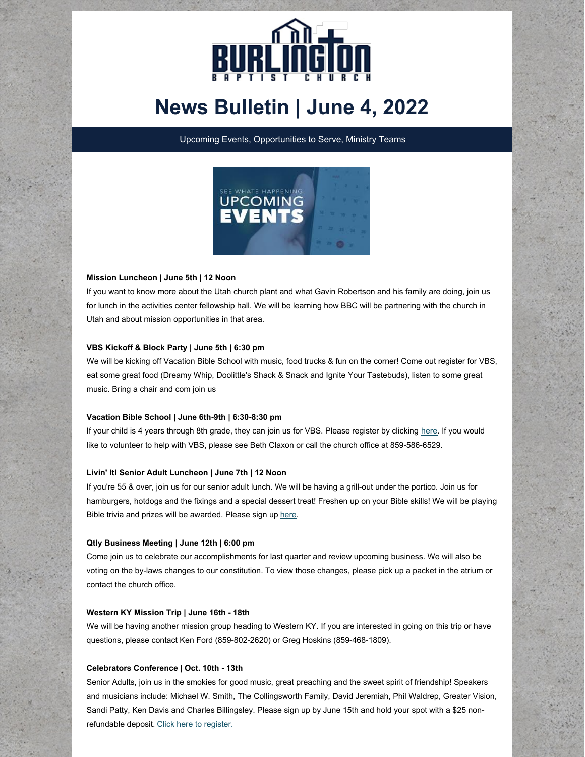# News Bulletin | June 4, 2022

Upcoming Events, Opportunities to Serve, Ministry Teams

**Mission Luncheon | June 5th | 12 Noon**

If you want to know more about the Utah church plant and what Gavin Robertson and his family are doing, join us for lunch in the activities center fellowship hall. We will be learning how BBC will be partnering with the church in Utah and about mission opportunities in that area.

**VBS Kickoff & Block Party | June 5th | 6:30 pm**

We will be kicking off Vacation Bible School with music, food trucks & fun on the corner! Come out register for VBS, eat some great food (Dreamy Whip, Doolittle's Shack & Snack and Ignite Your Tastebuds), listen to some great music. Bring a chair and com join us

**Vacation Bible School | June 6th-9th | 6:30-8:30 pm**

If your child is 4 years through 8th grade, they can join us for VBS. Please register by clicking here. If you would like to volunteer to help with VBS, please see Beth Claxon or call the church office at 859-586-6529.

**Livin' It! Senior Adult Luncheon | June 7th | 12 Noon**

If you're 55 & over, join us for our senior adult lunch. We will be having a grill-out under the portico. Join us for hamburgers, hotdogs and the fixings and a special dessert treat! Freshen up on your Bible skills! We will be playing Bible trivia and prizes will be awarded. Please sign up here.

**Qtly Business Meeting | June 12th | 6:00 pm**

Come join us to celebrate our accomplishments for last quarter and review upcoming business. We will also be voting on the by-laws changes to our constitution. To view those changes, please pick up a packet in the atrium or contact the church office.

**Western KY Mission Trip | June 16th - 18th**

We will be having another mission group heading to Western KY. If you are interested in going on this trip or have questions, please contact Ken Ford (859-802-2620) or Greg Hoskins (859-468-1809).

**Celebrators Conference | Oct. 10th - 13th**

Senior Adults, join us in the smokies for good music, great preaching and the sweet spirit of friendship! Speakers and musicians include: Michael W. Smith, The Collingsworth Family, David Jeremiah, Phil Waldrep, Greater Vision, Sandi Patty, Ken Davis and Charles Billingsley. Please sign up by June 15th and hold your spot with a $25 non-refundable deposit. Click here to register.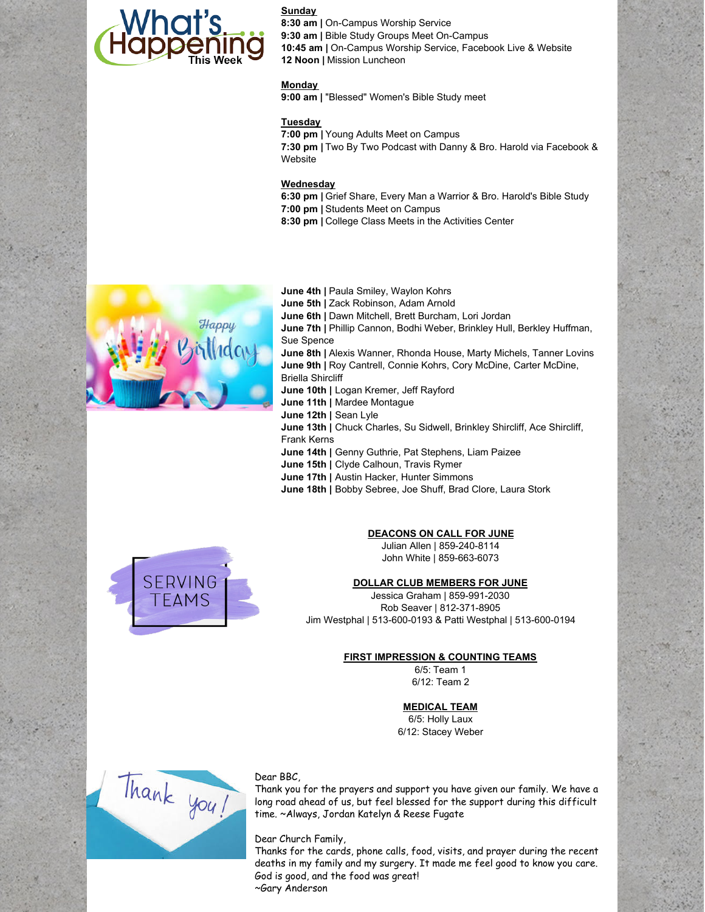# What's Happening This Week

**Sunday**
**8:30 am |** On-Campus Worship Service
**9:30 am |** Bible Study Groups Meet On-Campus
**10:45 am |** On-Campus Worship Service, Facebook Live & Website
**12 Noon |** Mission Luncheon

**Monday**
**9:00 am |** "Blessed" Women's Bible Study meet

**Tuesday**
**7:00 pm |** Young Adults Meet on Campus
**7:30 pm |** Two By Two Podcast with Danny & Bro. Harold via Facebook & Website

**Wednesday**
**6:30 pm |** Grief Share, Every Man a Warrior & Bro. Harold's Bible Study
**7:00 pm |** Students Meet on Campus
**8:30 pm |** College Class Meets in the Activities Center

## Happy Birthday

**June 4th |** Paula Smiley, Waylon Kohrs
**June 5th |** Zack Robinson, Adam Arnold
**June 6th |** Dawn Mitchell, Brett Burcham, Lori Jordan
**June 7th |** Phillip Cannon, Bodhi Weber, Brinkley Hull, Berkley Huffman, Sue Spence
**June 8th |** Alexis Wanner, Rhonda House, Marty Michels, Tanner Lovins
**June 9th |** Roy Cantrell, Connie Kohrs, Cory McDine, Carter McDine, Briella Shircliff
**June 10th |** Logan Kremer, Jeff Rayford
**June 11th |** Mardee Montague
**June 12th |** Sean Lyle
**June 13th |** Chuck Charles, Su Sidwell, Brinkley Shircliff, Ace Shircliff, Frank Kerns
**June 14th |** Genny Guthrie, Pat Stephens, Liam Paizee
**June 15th |** Clyde Calhoun, Travis Rymer
**June 17th |** Austin Hacker, Hunter Simmons
**June 18th |** Bobby Sebree, Joe Shuff, Brad Clore, Laura Stork

## Serving Teams

**DEACONS ON CALL FOR JUNE**
Julian Allen | 859-240-8114
John White | 859-663-6073

**DOLLAR CLUB MEMBERS FOR JUNE**
Jessica Graham | 859-991-2030
Rob Seaver | 812-371-8905
Jim Westphal | 513-600-0193 & Patti Westphal | 513-600-0194

**FIRST IMPRESSION & COUNTING TEAMS**
6/5: Team 1
6/12: Team 2

**MEDICAL TEAM**
6/5: Holly Laux
6/12: Stacey Weber

## Thank you!

Dear BBC,
Thank you for the prayers and support you have given our family. We have a long road ahead of us, but feel blessed for the support during this difficult time. ~Always, Jordan Katelyn & Reese Fugate

Dear Church Family,
Thanks for the cards, phone calls, food, visits, and prayer during the recent deaths in my family and my surgery. It made me feel good to know you care. God is good, and the food was great!
~Gary Anderson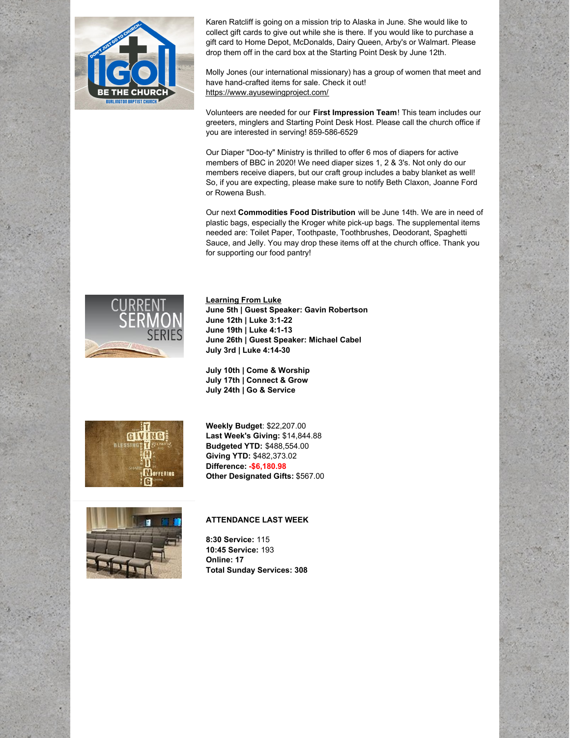Karen Ratcliff is going on a mission trip to Alaska in June. She would like to collect gift cards to give out while she is there. If you would like to purchase a gift card to Home Depot, McDonalds, Dairy Queen, Arby's or Walmart. Please drop them off in the card box at the Starting Point Desk by June 12th.

Molly Jones (our international missionary) has a group of women that meet and have hand-crafted items for sale. Check it out!
https://www.ayusewingproject.com/

Volunteers are needed for our **First Impression Team**! This team includes our greeters, minglers and Starting Point Desk Host. Please call the church office if you are interested in serving! 859-586-6529

Our Diaper "Doo-ty" Ministry is thrilled to offer 6 mos of diapers for active members of BBC in 2020! We need diaper sizes 1, 2 & 3's. Not only do our members receive diapers, but our craft group includes a baby blanket as well! So, if you are expecting, please make sure to notify Beth Claxon, Joanne Ford or Rowena Bush.

Our next **Commodities Food Distribution** will be June 14th. We are in need of plastic bags, especially the Kroger white pick-up bags. The supplemental items needed are: Toilet Paper, Toothpaste, Toothbrushes, Deodorant, Spaghetti Sauce, and Jelly. You may drop these items off at the church office. Thank you for supporting our food pantry!

**Learning From Luke**

**June 5th | Guest Speaker: Gavin Robertson**
**June 12th | Luke 3:1-22**
**June 19th | Luke 4:1-13**
**June 26th | Guest Speaker: Michael Cabel**
**July 3rd | Luke 4:14-30**

**July 10th | Come & Worship**
**July 17th | Connect & Grow**
**July 24th | Go & Service**

**Weekly Budget**: $22,207.00
**Last Week's Giving:** $14,844.88
**Budgeted YTD:** $488,554.00
**Giving YTD:** $482,373.02
**Difference:** **-$6,180.98**
**Other Designated Gifts:** $567.00

**ATTENDANCE LAST WEEK**

**8:30 Service:** 115
**10:45 Service:** 193
**Online: 17**
**Total Sunday Services: 308**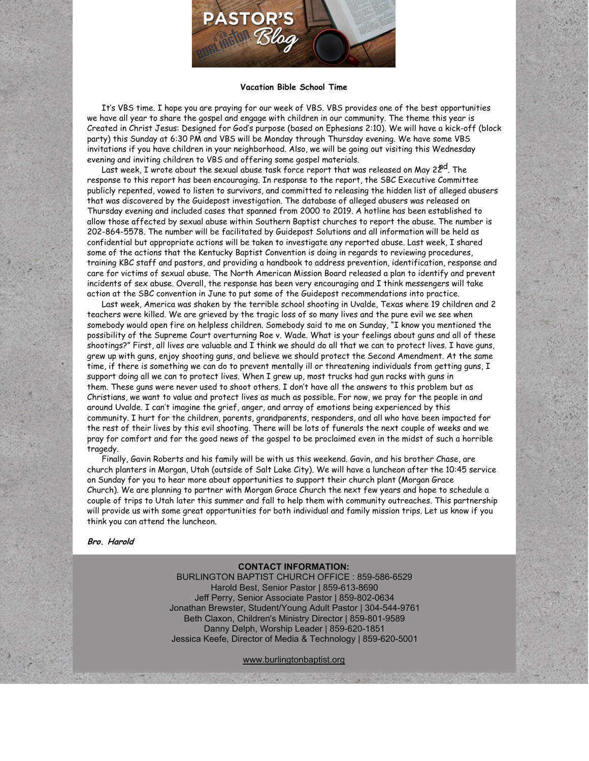**Vacation Bible School Time**

It's VBS time. I hope you are praying for our week of VBS. VBS provides one of the best opportunities we have all year to share the gospel and engage with children in our community. The theme this year is Created in Christ Jesus: Designed for God's purpose (based on Ephesians 2:10). We will have a kick-off (block party) this Sunday at 6:30 PM and VBS will be Monday through Thursday evening. We have some VBS invitations if you have children in your neighborhood. Also, we will be going out visiting this Wednesday evening and inviting children to VBS and offering some gospel materials.

Last week, I wrote about the sexual abuse task force report that was released on May 22nd. The response to this report has been encouraging. In response to the report, the SBC Executive Committee publicly repented, vowed to listen to survivors, and committed to releasing the hidden list of alleged abusers that was discovered by the Guidepost investigation. The database of alleged abusers was released on Thursday evening and included cases that spanned from 2000 to 2019. A hotline has been established to allow those affected by sexual abuse within Southern Baptist churches to report the abuse. The number is 202-864-5578. The number will be facilitated by Guidepost Solutions and all information will be held as confidential but appropriate actions will be taken to investigate any reported abuse. Last week, I shared some of the actions that the Kentucky Baptist Convention is doing in regards to reviewing procedures, training KBC staff and pastors, and providing a handbook to address prevention, identification, response and care for victims of sexual abuse. The North American Mission Board released a plan to identify and prevent incidents of sex abuse. Overall, the response has been very encouraging and I think messengers will take action at the SBC convention in June to put some of the Guidepost recommendations into practice.

Last week, America was shaken by the terrible school shooting in Uvalde, Texas where 19 children and 2 teachers were killed. We are grieved by the tragic loss of so many lives and the pure evil we see when somebody would open fire on helpless children. Somebody said to me on Sunday, "I know you mentioned the possibility of the Supreme Court overturning Roe v. Wade. What is your feelings about guns and all of these shootings?" First, all lives are valuable and I think we should do all that we can to protect lives. I have guns, grew up with guns, enjoy shooting guns, and believe we should protect the Second Amendment. At the same time, if there is something we can do to prevent mentally ill or threatening individuals from getting guns, I support doing all we can to protect lives. When I grew up, most trucks had gun racks with guns in them. These guns were never used to shoot others. I don't have all the answers to this problem but as Christians, we want to value and protect lives as much as possible. For now, we pray for the people in and around Uvalde. I can't imagine the grief, anger, and array of emotions being experienced by this community. I hurt for the children, parents, grandparents, responders, and all who have been impacted for the rest of their lives by this evil shooting. There will be lots of funerals the next couple of weeks and we pray for comfort and for the good news of the gospel to be proclaimed even in the midst of such a horrible tragedy.

Finally, Gavin Roberts and his family will be with us this weekend. Gavin, and his brother Chase, are church planters in Morgan, Utah (outside of Salt Lake City). We will have a luncheon after the 10:45 service on Sunday for you to hear more about opportunities to support their church plant (Morgan Grace Church). We are planning to partner with Morgan Grace Church the next few years and hope to schedule a couple of trips to Utah later this summer and fall to help them with community outreaches. This partnership will provide us with some great opportunities for both individual and family mission trips. Let us know if you think you can attend the luncheon.

***Bro. Harold***

**CONTACT INFORMATION:**

BURLINGTON BAPTIST CHURCH OFFICE : 859-586-6529
Harold Best, Senior Pastor | 859-613-8690
Jeff Perry, Senior Associate Pastor | 859-802-0634
Jonathan Brewster, Student/Young Adult Pastor | 304-544-9761
Beth Claxon, Children's Ministry Director | 859-801-9589
Danny Delph, Worship Leader | 859-620-1851
Jessica Keefe, Director of Media & Technology | 859-620-5001

www.burlingtonbaptist.org